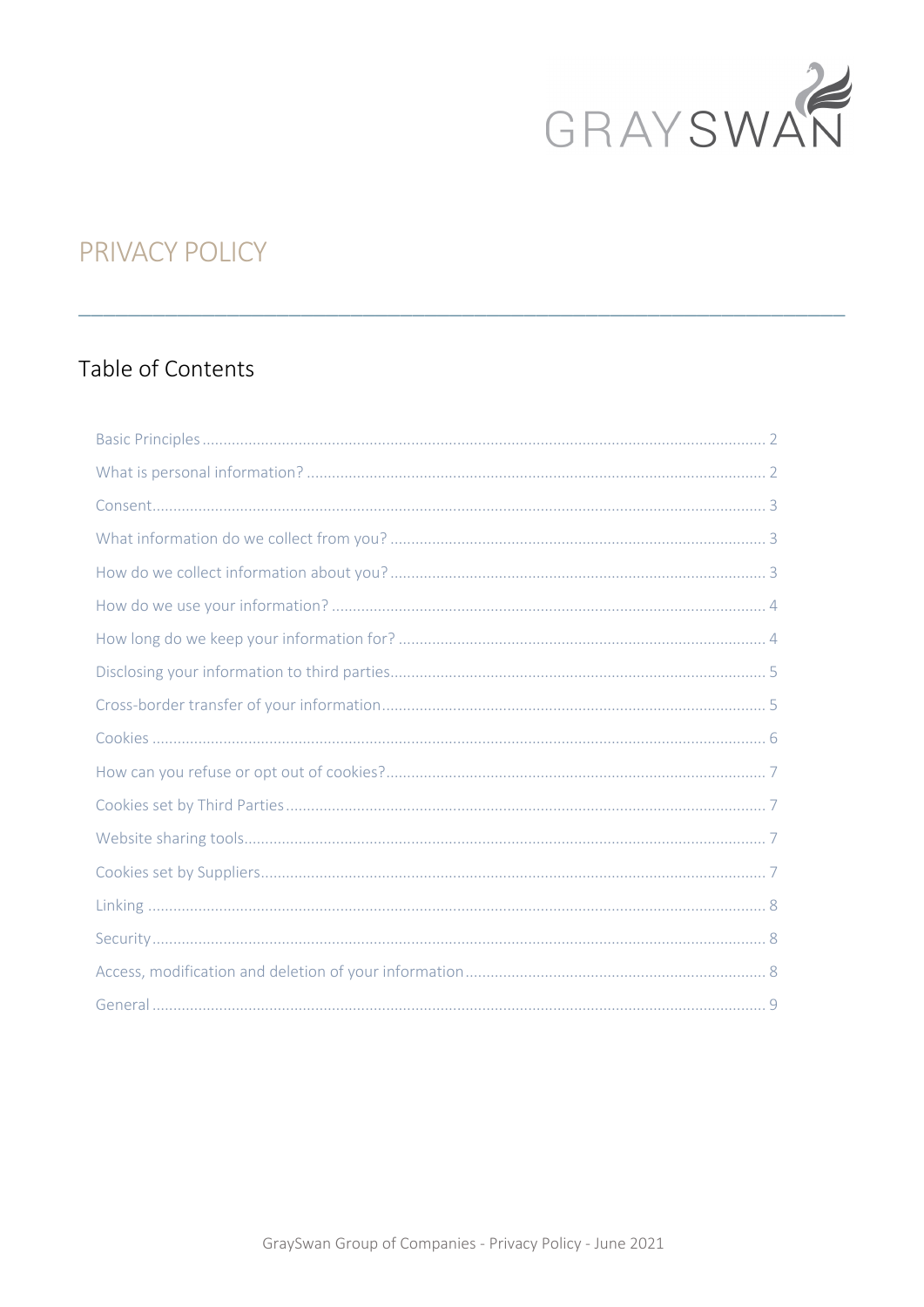GRAYSWAN

# PRIVACY POLICY

---

## Table of Contents

- Basic Principles ........ 2
- What is personal information? ........ 2
- Consent ........ 3
- What information do we collect from you? ........ 3
- How do we collect information about you? ........ 3
- How do we use your information? ........ 4
- How long do we keep your information for? ........ 4
- Disclosing your information to third parties ........ 5
- Cross-border transfer of your information ........ 5
- Cookies ........ 6
- How can you refuse or opt out of cookies? ........ 7
- Cookies set by Third Parties ........ 7
- Website sharing tools ........ 7
- Cookies set by Suppliers ........ 7
- Linking ........ 8
- Security ........ 8
- Access, modification and deletion of your information ........ 8
- General ........ 9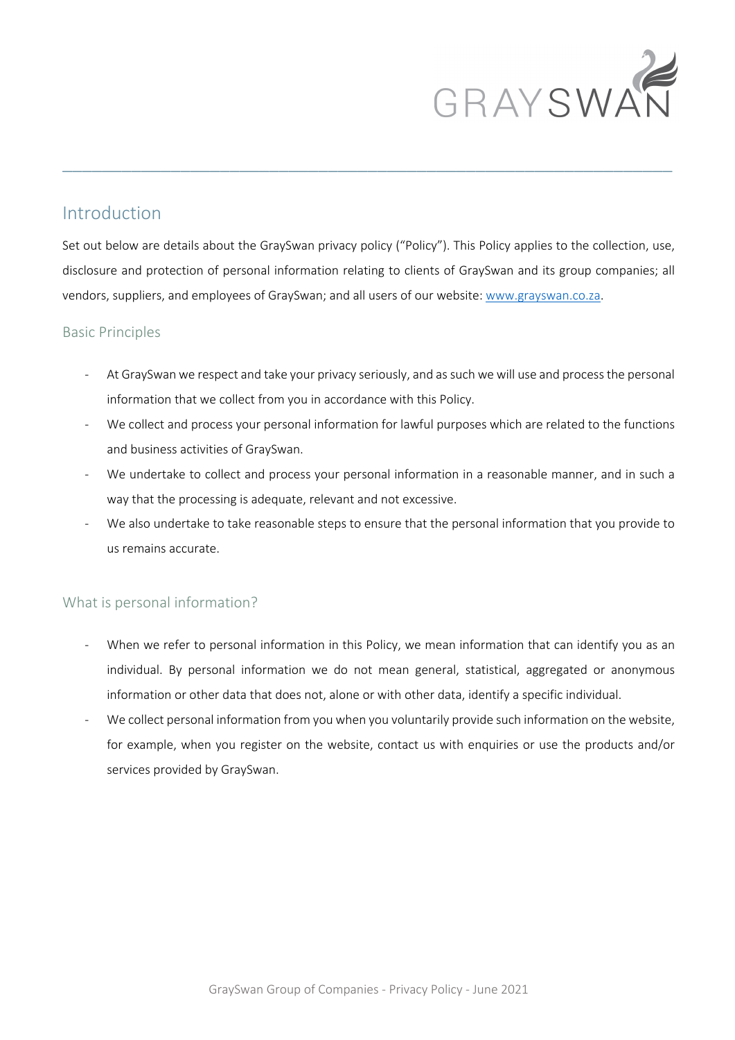## Introduction

Set out below are details about the GraySwan privacy policy ("Policy"). This Policy applies to the collection, use, disclosure and protection of personal information relating to clients of GraySwan and its group companies; all vendors, suppliers, and employees of GraySwan; and all users of our website: www.grayswan.co.za.

### Basic Principles

- At GraySwan we respect and take your privacy seriously, and as such we will use and process the personal information that we collect from you in accordance with this Policy.
- We collect and process your personal information for lawful purposes which are related to the functions and business activities of GraySwan.
- We undertake to collect and process your personal information in a reasonable manner, and in such a way that the processing is adequate, relevant and not excessive.
- We also undertake to take reasonable steps to ensure that the personal information that you provide to us remains accurate.

### What is personal information?

- When we refer to personal information in this Policy, we mean information that can identify you as an individual. By personal information we do not mean general, statistical, aggregated or anonymous information or other data that does not, alone or with other data, identify a specific individual.
- We collect personal information from you when you voluntarily provide such information on the website, for example, when you register on the website, contact us with enquiries or use the products and/or services provided by GraySwan.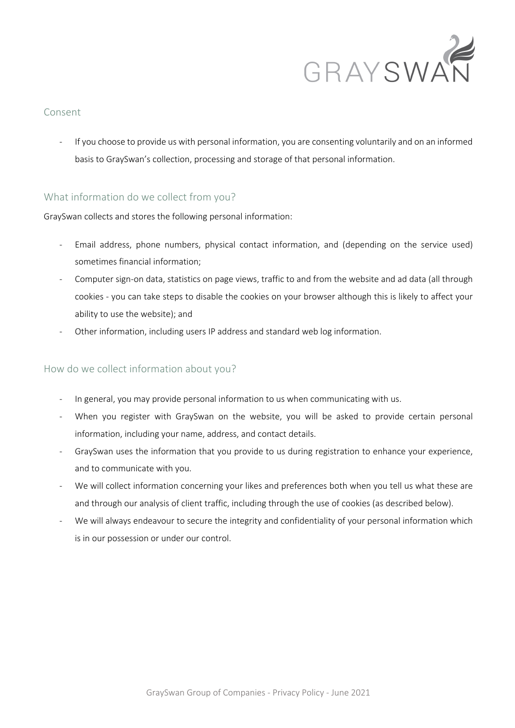## Consent

- If you choose to provide us with personal information, you are consenting voluntarily and on an informed basis to GraySwan's collection, processing and storage of that personal information.

## What information do we collect from you?

GraySwan collects and stores the following personal information:

- Email address, phone numbers, physical contact information, and (depending on the service used) sometimes financial information;
- Computer sign-on data, statistics on page views, traffic to and from the website and ad data (all through cookies - you can take steps to disable the cookies on your browser although this is likely to affect your ability to use the website); and
- Other information, including users IP address and standard web log information.

## How do we collect information about you?

- In general, you may provide personal information to us when communicating with us.
- When you register with GraySwan on the website, you will be asked to provide certain personal information, including your name, address, and contact details.
- GraySwan uses the information that you provide to us during registration to enhance your experience, and to communicate with you.
- We will collect information concerning your likes and preferences both when you tell us what these are and through our analysis of client traffic, including through the use of cookies (as described below).
- We will always endeavour to secure the integrity and confidentiality of your personal information which is in our possession or under our control.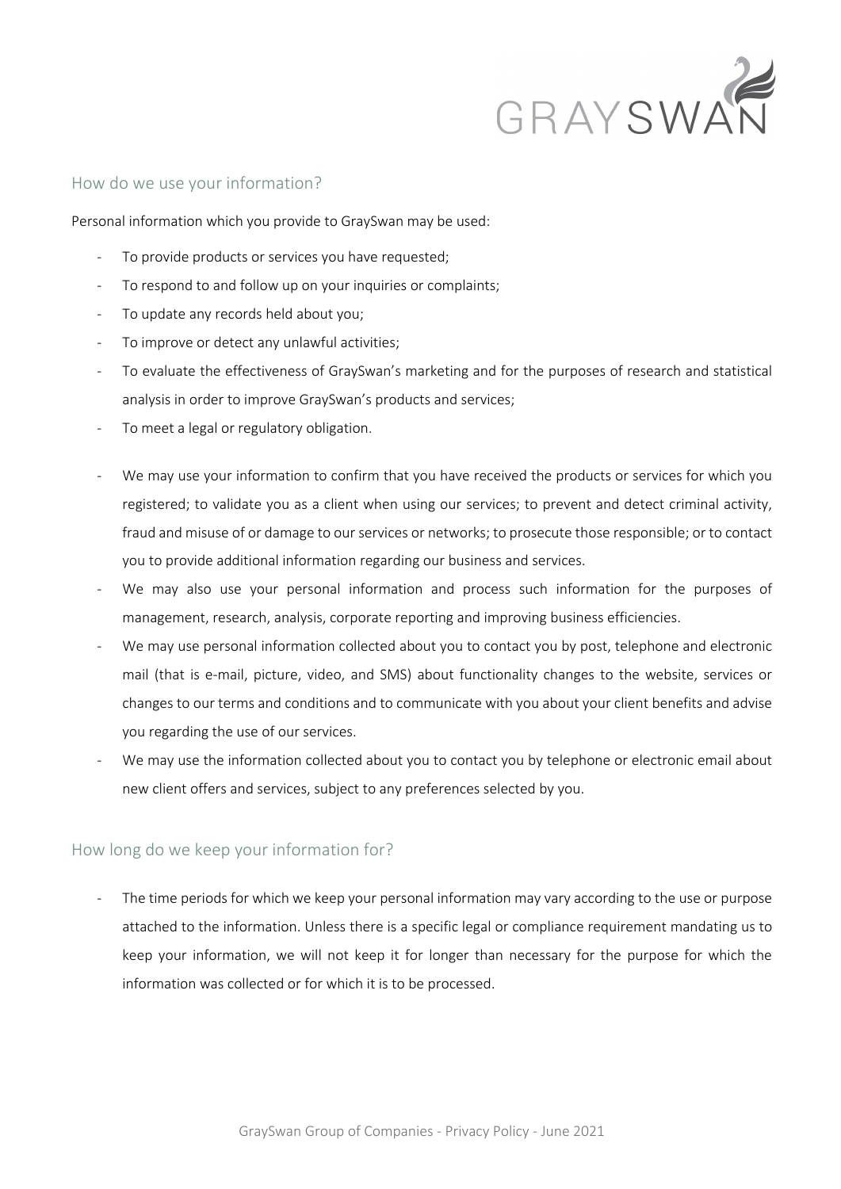## How do we use your information?

Personal information which you provide to GraySwan may be used:

- To provide products or services you have requested;
- To respond to and follow up on your inquiries or complaints;
- To update any records held about you;
- To improve or detect any unlawful activities;
- To evaluate the effectiveness of GraySwan's marketing and for the purposes of research and statistical analysis in order to improve GraySwan's products and services;
- To meet a legal or regulatory obligation.

- We may use your information to confirm that you have received the products or services for which you registered; to validate you as a client when using our services; to prevent and detect criminal activity, fraud and misuse of or damage to our services or networks; to prosecute those responsible; or to contact you to provide additional information regarding our business and services.
- We may also use your personal information and process such information for the purposes of management, research, analysis, corporate reporting and improving business efficiencies.
- We may use personal information collected about you to contact you by post, telephone and electronic mail (that is e-mail, picture, video, and SMS) about functionality changes to the website, services or changes to our terms and conditions and to communicate with you about your client benefits and advise you regarding the use of our services.
- We may use the information collected about you to contact you by telephone or electronic email about new client offers and services, subject to any preferences selected by you.

## How long do we keep your information for?

- The time periods for which we keep your personal information may vary according to the use or purpose attached to the information. Unless there is a specific legal or compliance requirement mandating us to keep your information, we will not keep it for longer than necessary for the purpose for which the information was collected or for which it is to be processed.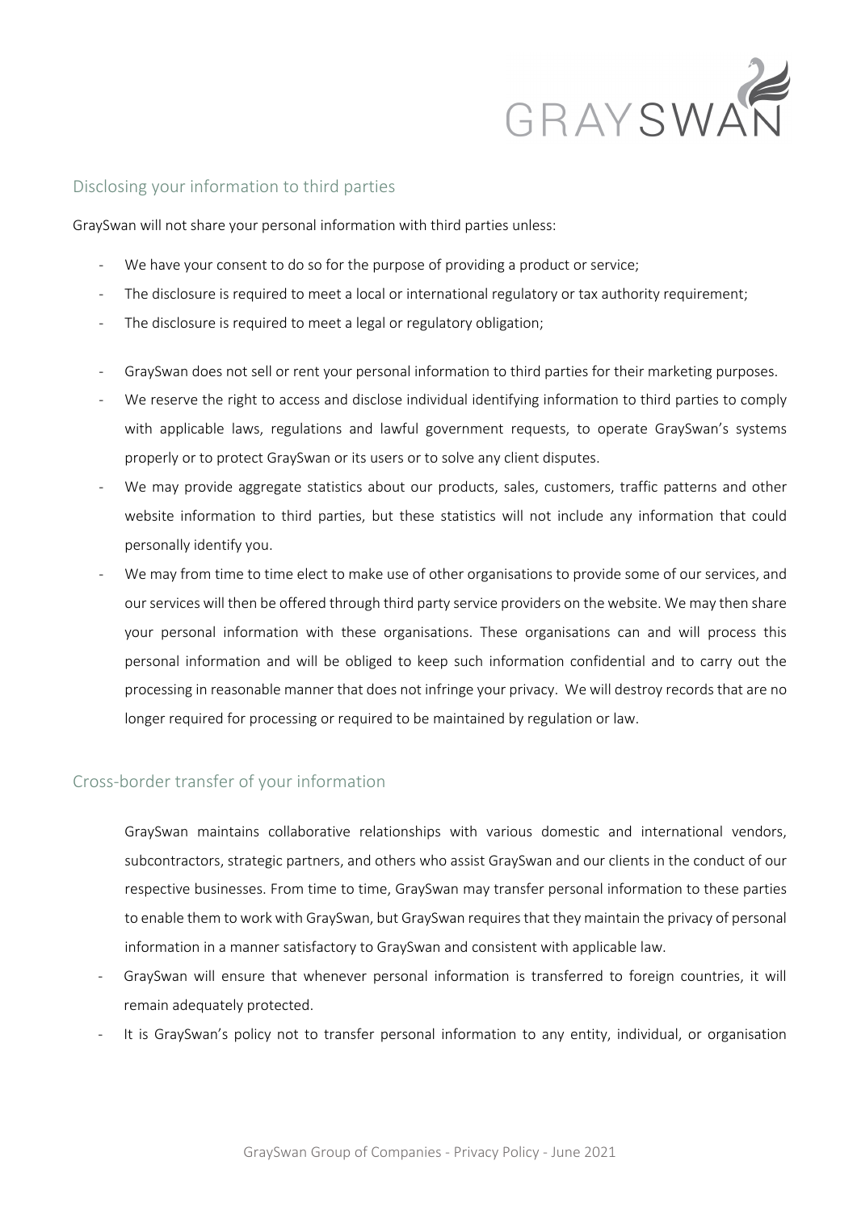## Disclosing your information to third parties

GraySwan will not share your personal information with third parties unless:

- We have your consent to do so for the purpose of providing a product or service;
- The disclosure is required to meet a local or international regulatory or tax authority requirement;
- The disclosure is required to meet a legal or regulatory obligation;

- GraySwan does not sell or rent your personal information to third parties for their marketing purposes.
- We reserve the right to access and disclose individual identifying information to third parties to comply with applicable laws, regulations and lawful government requests, to operate GraySwan's systems properly or to protect GraySwan or its users or to solve any client disputes.
- We may provide aggregate statistics about our products, sales, customers, traffic patterns and other website information to third parties, but these statistics will not include any information that could personally identify you.
- We may from time to time elect to make use of other organisations to provide some of our services, and our services will then be offered through third party service providers on the website. We may then share your personal information with these organisations. These organisations can and will process this personal information and will be obliged to keep such information confidential and to carry out the processing in reasonable manner that does not infringe your privacy. We will destroy records that are no longer required for processing or required to be maintained by regulation or law.

## Cross-border transfer of your information

GraySwan maintains collaborative relationships with various domestic and international vendors, subcontractors, strategic partners, and others who assist GraySwan and our clients in the conduct of our respective businesses. From time to time, GraySwan may transfer personal information to these parties to enable them to work with GraySwan, but GraySwan requires that they maintain the privacy of personal information in a manner satisfactory to GraySwan and consistent with applicable law.

- GraySwan will ensure that whenever personal information is transferred to foreign countries, it will remain adequately protected.
- It is GraySwan's policy not to transfer personal information to any entity, individual, or organisation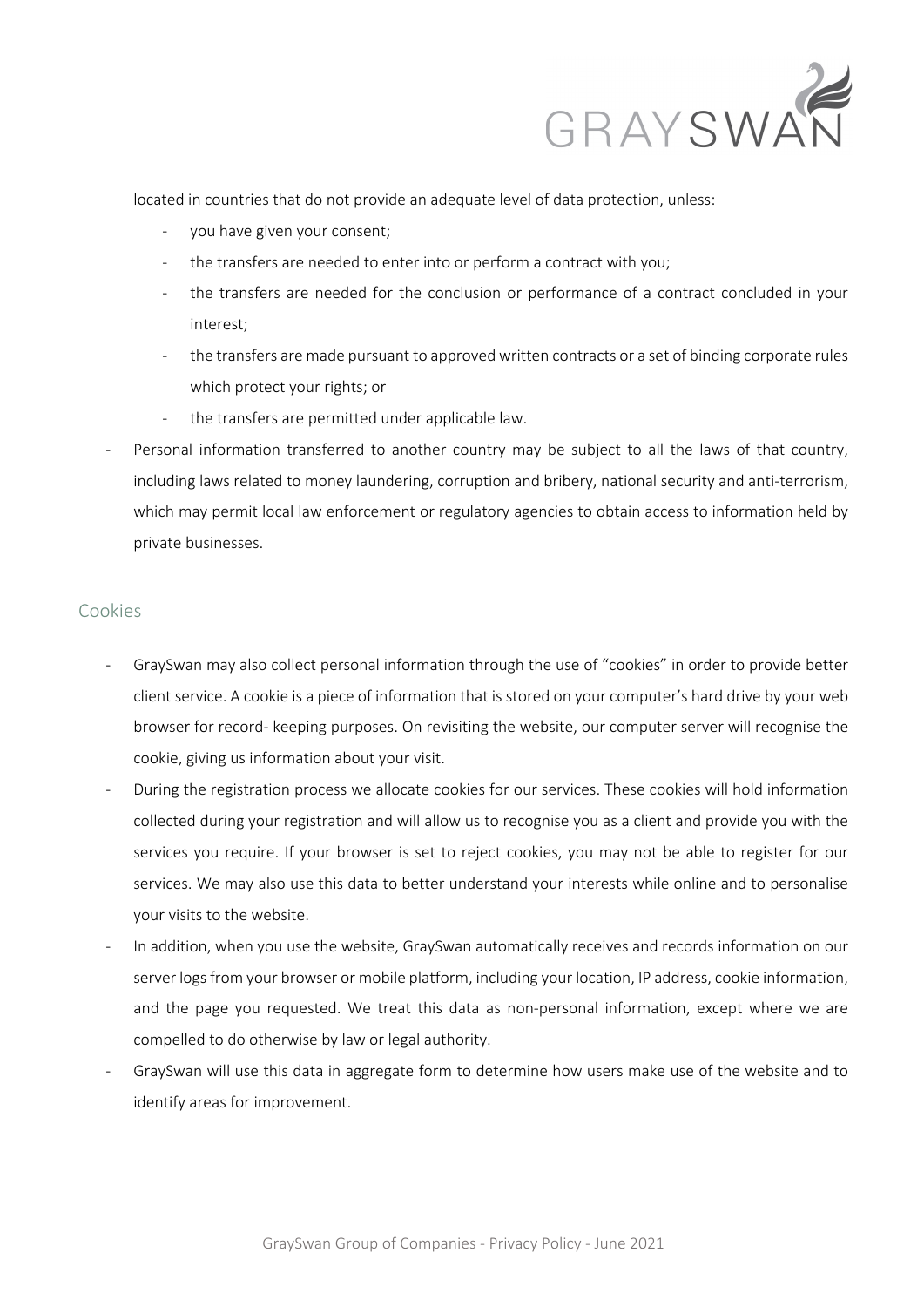located in countries that do not provide an adequate level of data protection, unless:

  - you have given your consent;
  - the transfers are needed to enter into or perform a contract with you;
  - the transfers are needed for the conclusion or performance of a contract concluded in your interest;
  - the transfers are made pursuant to approved written contracts or a set of binding corporate rules which protect your rights; or
  - the transfers are permitted under applicable law.

- Personal information transferred to another country may be subject to all the laws of that country, including laws related to money laundering, corruption and bribery, national security and anti-terrorism, which may permit local law enforcement or regulatory agencies to obtain access to information held by private businesses.

## Cookies

- GraySwan may also collect personal information through the use of "cookies" in order to provide better client service. A cookie is a piece of information that is stored on your computer's hard drive by your web browser for record- keeping purposes. On revisiting the website, our computer server will recognise the cookie, giving us information about your visit.
- During the registration process we allocate cookies for our services. These cookies will hold information collected during your registration and will allow us to recognise you as a client and provide you with the services you require. If your browser is set to reject cookies, you may not be able to register for our services. We may also use this data to better understand your interests while online and to personalise your visits to the website.
- In addition, when you use the website, GraySwan automatically receives and records information on our server logs from your browser or mobile platform, including your location, IP address, cookie information, and the page you requested. We treat this data as non-personal information, except where we are compelled to do otherwise by law or legal authority.
- GraySwan will use this data in aggregate form to determine how users make use of the website and to identify areas for improvement.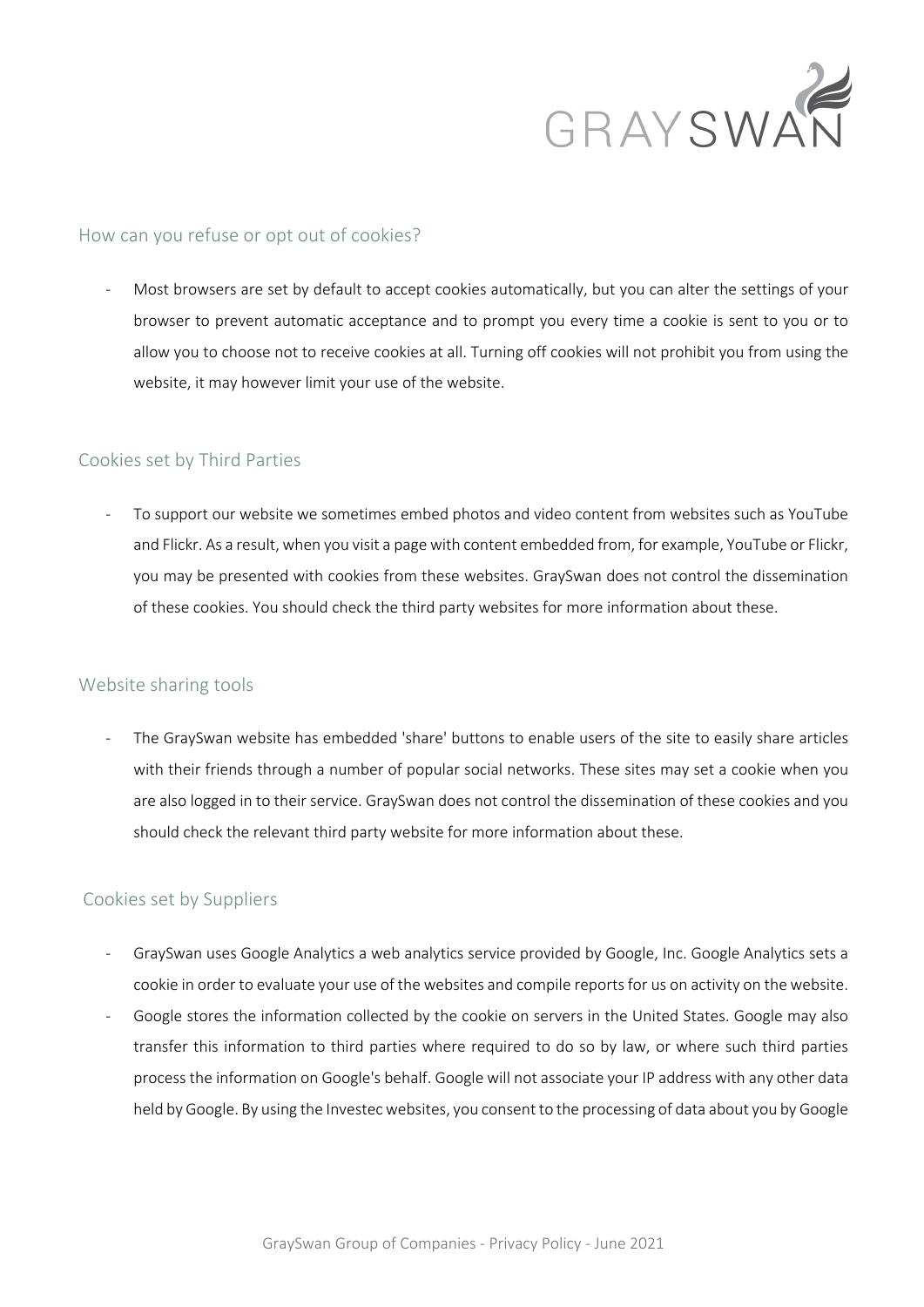## How can you refuse or opt out of cookies?

- Most browsers are set by default to accept cookies automatically, but you can alter the settings of your browser to prevent automatic acceptance and to prompt you every time a cookie is sent to you or to allow you to choose not to receive cookies at all. Turning off cookies will not prohibit you from using the website, it may however limit your use of the website.

## Cookies set by Third Parties

- To support our website we sometimes embed photos and video content from websites such as YouTube and Flickr. As a result, when you visit a page with content embedded from, for example, YouTube or Flickr, you may be presented with cookies from these websites. GraySwan does not control the dissemination of these cookies. You should check the third party websites for more information about these.

## Website sharing tools

- The GraySwan website has embedded 'share' buttons to enable users of the site to easily share articles with their friends through a number of popular social networks. These sites may set a cookie when you are also logged in to their service. GraySwan does not control the dissemination of these cookies and you should check the relevant third party website for more information about these.

## Cookies set by Suppliers

- GraySwan uses Google Analytics a web analytics service provided by Google, Inc. Google Analytics sets a cookie in order to evaluate your use of the websites and compile reports for us on activity on the website.
- Google stores the information collected by the cookie on servers in the United States. Google may also transfer this information to third parties where required to do so by law, or where such third parties process the information on Google's behalf. Google will not associate your IP address with any other data held by Google. By using the Investec websites, you consent to the processing of data about you by Google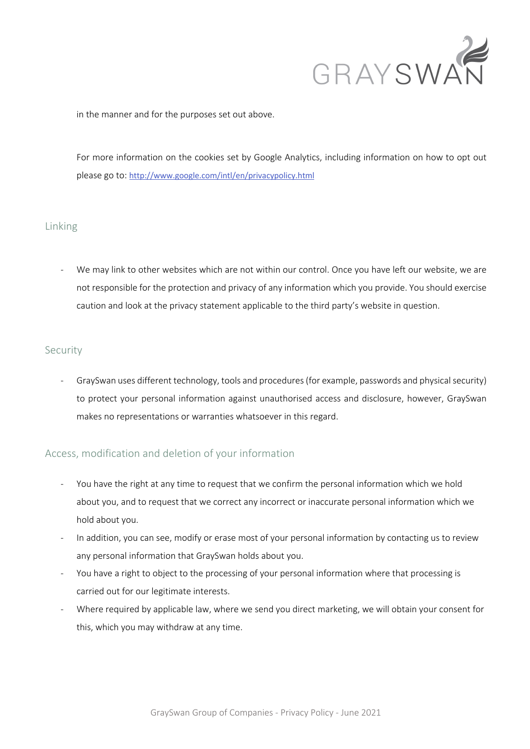in the manner and for the purposes set out above.

For more information on the cookies set by Google Analytics, including information on how to opt out please go to: http://www.google.com/intl/en/privacypolicy.html

## Linking

- We may link to other websites which are not within our control. Once you have left our website, we are not responsible for the protection and privacy of any information which you provide. You should exercise caution and look at the privacy statement applicable to the third party's website in question.

## Security

- GraySwan uses different technology, tools and procedures (for example, passwords and physical security) to protect your personal information against unauthorised access and disclosure, however, GraySwan makes no representations or warranties whatsoever in this regard.

## Access, modification and deletion of your information

- You have the right at any time to request that we confirm the personal information which we hold about you, and to request that we correct any incorrect or inaccurate personal information which we hold about you.
- In addition, you can see, modify or erase most of your personal information by contacting us to review any personal information that GraySwan holds about you.
- You have a right to object to the processing of your personal information where that processing is carried out for our legitimate interests.
- Where required by applicable law, where we send you direct marketing, we will obtain your consent for this, which you may withdraw at any time.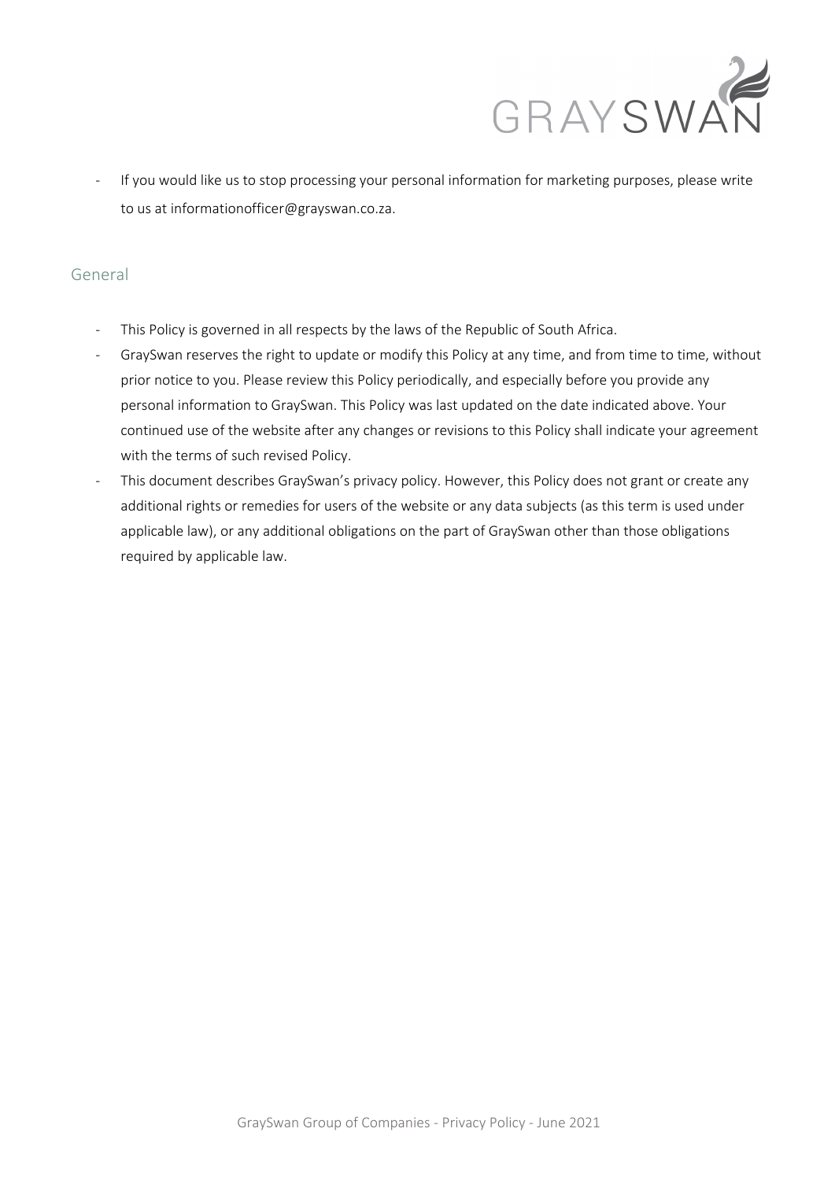- If you would like us to stop processing your personal information for marketing purposes, please write to us at informationofficer@grayswan.co.za.

## General

- This Policy is governed in all respects by the laws of the Republic of South Africa.
- GraySwan reserves the right to update or modify this Policy at any time, and from time to time, without prior notice to you. Please review this Policy periodically, and especially before you provide any personal information to GraySwan. This Policy was last updated on the date indicated above. Your continued use of the website after any changes or revisions to this Policy shall indicate your agreement with the terms of such revised Policy.
- This document describes GraySwan's privacy policy. However, this Policy does not grant or create any additional rights or remedies for users of the website or any data subjects (as this term is used under applicable law), or any additional obligations on the part of GraySwan other than those obligations required by applicable law.